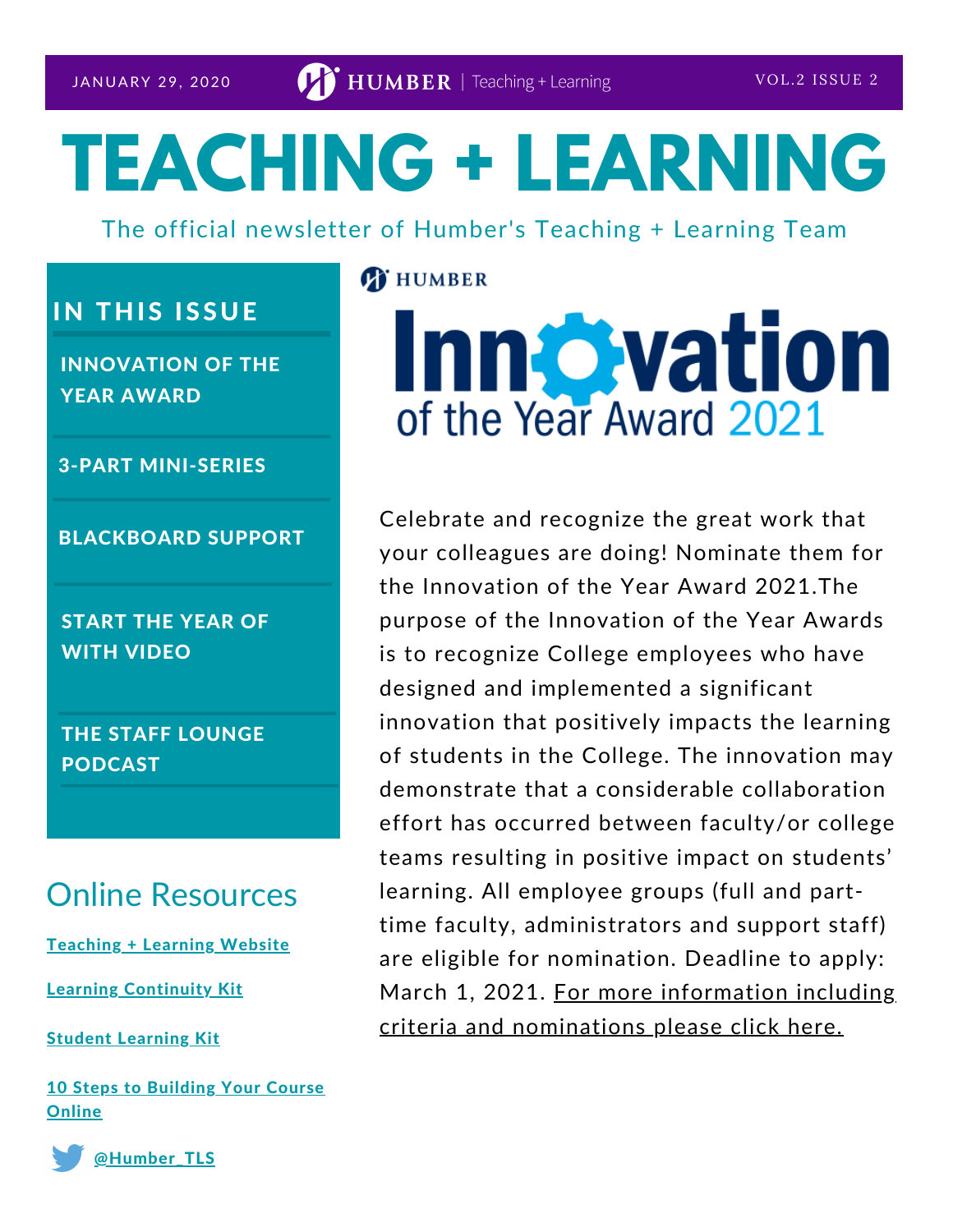JANUARY 29, 2020 | HUMBER | Teaching + Learning | VOL.2 ISSUE 2

# TEACHING + LEARNING

The official newsletter of Humber's Teaching + Learning Team

## IN THIS ISSUE

- INNOVATION OF THE YEAR AWARD
- 3-PART MINI-SERIES
- BLACKBOARD SUPPORT
- START THE YEAR OF WITH VIDEO
- THE STAFF LOUNGE PODCAST

## Online Resources

[Teaching + Learning Website]

[Learning Continuity Kit]

[Student Learning Kit]

[10 Steps to Building Your Course Online]

[@Humber_TLS]

HUMBER

## Innovation of the Year Award 2021

Celebrate and recognize the great work that your colleagues are doing! Nominate them for the Innovation of the Year Award 2021.The purpose of the Innovation of the Year Awards is to recognize College employees who have designed and implemented a significant innovation that positively impacts the learning of students in the College. The innovation may demonstrate that a considerable collaboration effort has occurred between faculty/or college teams resulting in positive impact on students' learning. All employee groups (full and part-time faculty, administrators and support staff) are eligible for nomination. Deadline to apply: March 1, 2021. [For more information including criteria and nominations please click here.]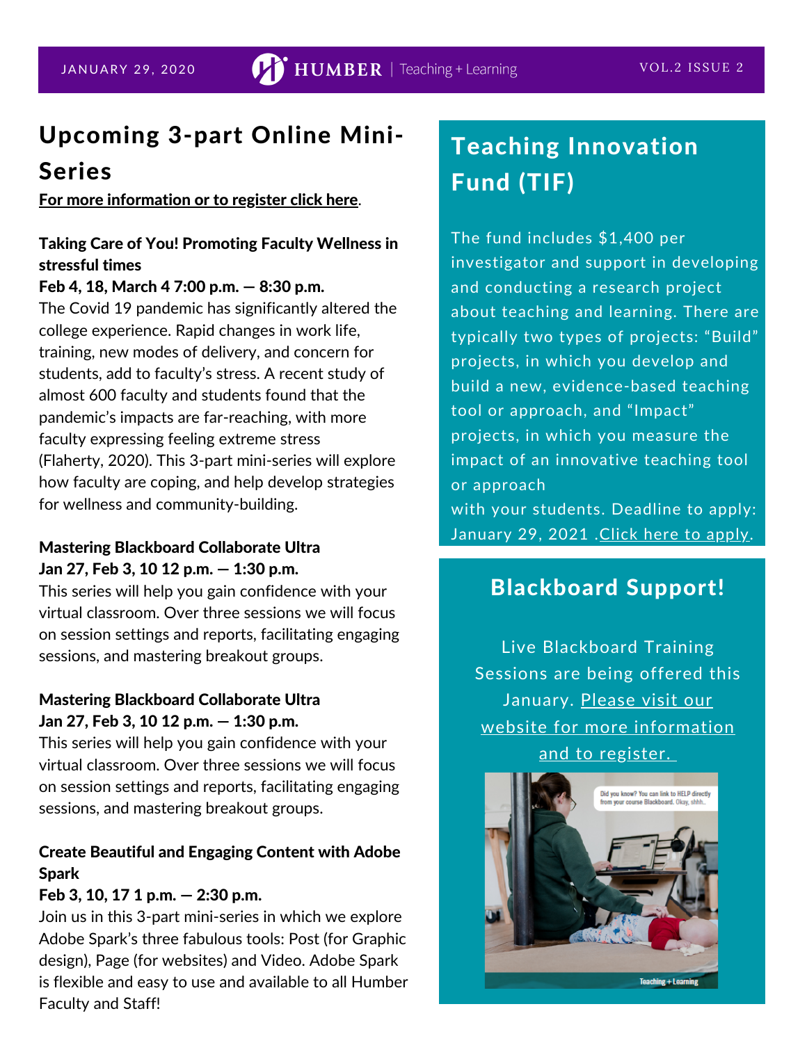## Upcoming 3-part Online Mini-Series

**For more information or to register click here**.

**Taking Care of You! Promoting Faculty Wellness in stressful times**

**Feb 4, 18, March 4 7:00 p.m. — 8:30 p.m.**

The Covid 19 pandemic has significantly altered the college experience. Rapid changes in work life, training, new modes of delivery, and concern for students, add to faculty's stress. A recent study of almost 600 faculty and students found that the pandemic's impacts are far-reaching, with more faculty expressing feeling extreme stress (Flaherty, 2020). This 3-part mini-series will explore how faculty are coping, and help develop strategies for wellness and community-building.

**Mastering Blackboard Collaborate Ultra**

**Jan 27, Feb 3, 10 12 p.m. — 1:30 p.m.**

This series will help you gain confidence with your virtual classroom. Over three sessions we will focus on session settings and reports, facilitating engaging sessions, and mastering breakout groups.

**Mastering Blackboard Collaborate Ultra**

**Jan 27, Feb 3, 10 12 p.m. — 1:30 p.m.**

This series will help you gain confidence with your virtual classroom. Over three sessions we will focus on session settings and reports, facilitating engaging sessions, and mastering breakout groups.

**Create Beautiful and Engaging Content with Adobe Spark**

**Feb 3, 10, 17 1 p.m. — 2:30 p.m.**

Join us in this 3-part mini-series in which we explore Adobe Spark's three fabulous tools: Post (for Graphic design), Page (for websites) and Video. Adobe Spark is flexible and easy to use and available to all Humber Faculty and Staff!

## Teaching Innovation Fund (TIF)

The fund includes $1,400 per investigator and support in developing and conducting a research project about teaching and learning. There are typically two types of projects: "Build" projects, in which you develop and build a new, evidence-based teaching tool or approach, and "Impact" projects, in which you measure the impact of an innovative teaching tool or approach with your students. Deadline to apply: January 29, 2021 .Click here to apply.

## Blackboard Support!

Live Blackboard Training Sessions are being offered this January. Please visit our website for more information and to register.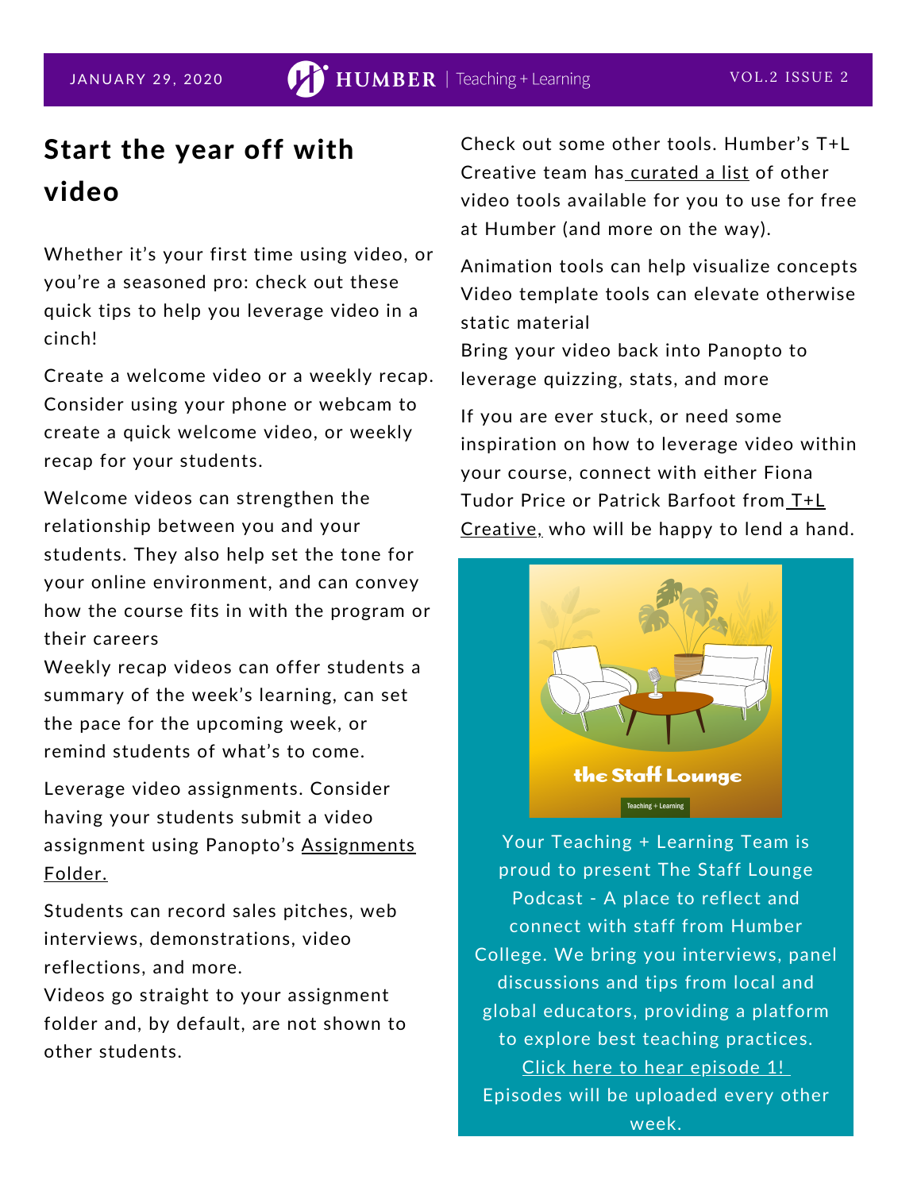# Start the year off with video

Whether it's your first time using video, or you're a seasoned pro: check out these quick tips to help you leverage video in a cinch!

Create a welcome video or a weekly recap. Consider using your phone or webcam to create a quick welcome video, or weekly recap for your students.

Welcome videos can strengthen the relationship between you and your students. They also help set the tone for your online environment, and can convey how the course fits in with the program or their careers

Weekly recap videos can offer students a summary of the week's learning, can set the pace for the upcoming week, or remind students of what's to come.

Leverage video assignments. Consider having your students submit a video assignment using Panopto's Assignments Folder.

Students can record sales pitches, web interviews, demonstrations, video reflections, and more.

Videos go straight to your assignment folder and, by default, are not shown to other students.

Check out some other tools. Humber's T+L Creative team has curated a list of other video tools available for you to use for free at Humber (and more on the way).

Animation tools can help visualize concepts

Video template tools can elevate otherwise static material

Bring your video back into Panopto to leverage quizzing, stats, and more

If you are ever stuck, or need some inspiration on how to leverage video within your course, connect with either Fiona Tudor Price or Patrick Barfoot from T+L Creative, who will be happy to lend a hand.

the Staff Lounge

Teaching + Learning

Your Teaching + Learning Team is proud to present The Staff Lounge Podcast - A place to reflect and connect with staff from Humber College. We bring you interviews, panel discussions and tips from local and global educators, providing a platform to explore best teaching practices.

Click here to hear episode 1!

Episodes will be uploaded every other week.